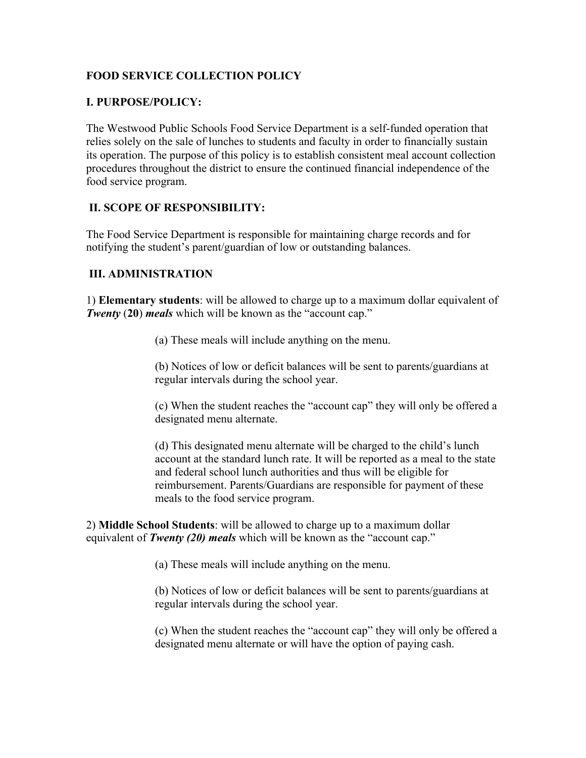# FOOD SERVICE COLLECTION POLICY

## I. PURPOSE/POLICY:

The Westwood Public Schools Food Service Department is a self-funded operation that relies solely on the sale of lunches to students and faculty in order to financially sustain its operation. The purpose of this policy is to establish consistent meal account collection procedures throughout the district to ensure the continued financial independence of the food service program.

## II. SCOPE OF RESPONSIBILITY:

The Food Service Department is responsible for maintaining charge records and for notifying the student's parent/guardian of low or outstanding balances.

## III. ADMINISTRATION

1) **Elementary students**: will be allowed to charge up to a maximum dollar equivalent of ***Twenty*** (**20**) ***meals*** which will be known as the "account cap."

> (a) These meals will include anything on the menu.
>
> (b) Notices of low or deficit balances will be sent to parents/guardians at regular intervals during the school year.
>
> (c) When the student reaches the "account cap" they will only be offered a designated menu alternate.
>
> (d) This designated menu alternate will be charged to the child's lunch account at the standard lunch rate. It will be reported as a meal to the state and federal school lunch authorities and thus will be eligible for reimbursement. Parents/Guardians are responsible for payment of these meals to the food service program.

2) **Middle School Students**: will be allowed to charge up to a maximum dollar equivalent of ***Twenty (20) meals*** which will be known as the "account cap."

> (a) These meals will include anything on the menu.
>
> (b) Notices of low or deficit balances will be sent to parents/guardians at regular intervals during the school year.
>
> (c) When the student reaches the "account cap" they will only be offered a designated menu alternate or will have the option of paying cash.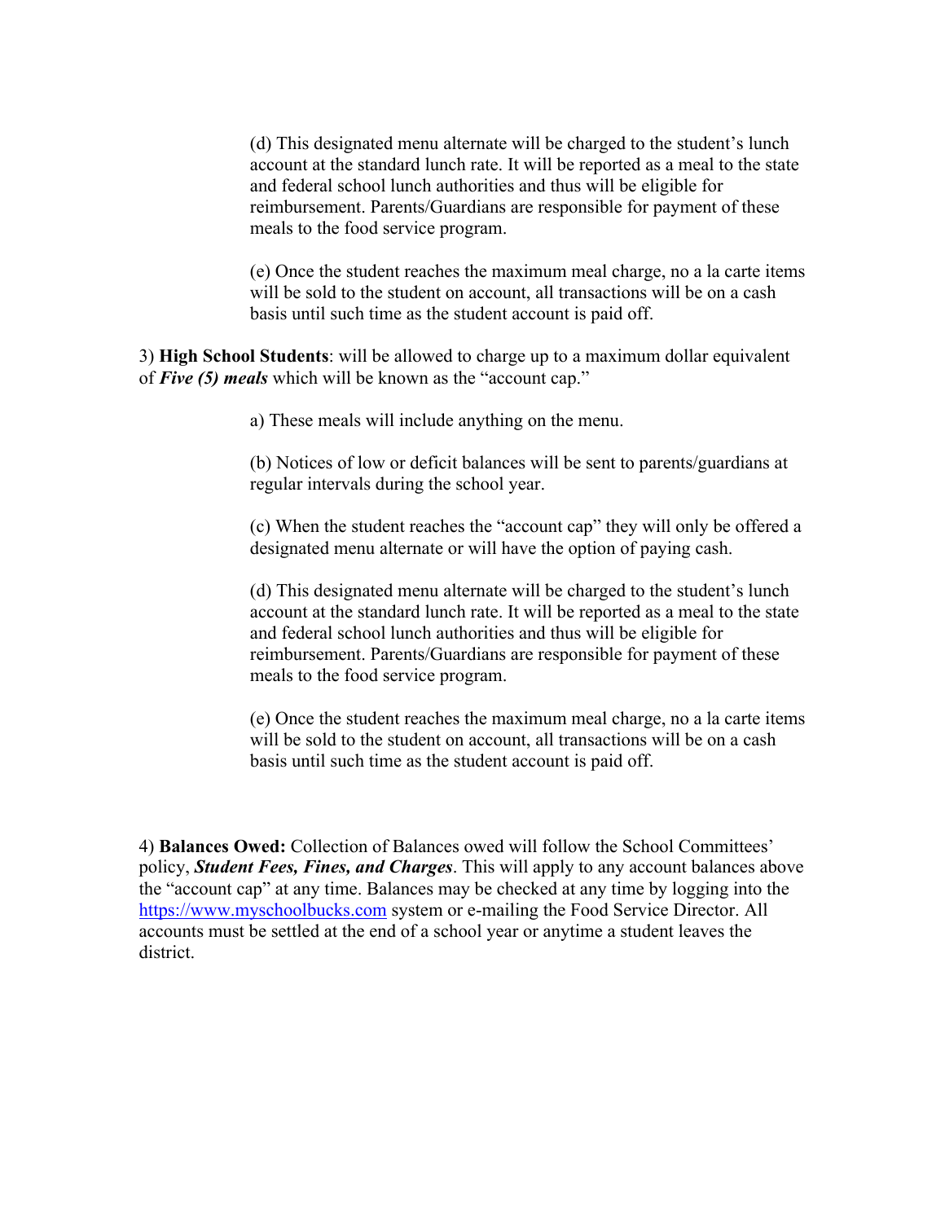(d) This designated menu alternate will be charged to the student's lunch account at the standard lunch rate. It will be reported as a meal to the state and federal school lunch authorities and thus will be eligible for reimbursement. Parents/Guardians are responsible for payment of these meals to the food service program.

(e) Once the student reaches the maximum meal charge, no a la carte items will be sold to the student on account, all transactions will be on a cash basis until such time as the student account is paid off.

3) **High School Students**: will be allowed to charge up to a maximum dollar equivalent of ***Five (5) meals*** which will be known as the "account cap."

a) These meals will include anything on the menu.

(b) Notices of low or deficit balances will be sent to parents/guardians at regular intervals during the school year.

(c) When the student reaches the "account cap" they will only be offered a designated menu alternate or will have the option of paying cash.

(d) This designated menu alternate will be charged to the student's lunch account at the standard lunch rate. It will be reported as a meal to the state and federal school lunch authorities and thus will be eligible for reimbursement. Parents/Guardians are responsible for payment of these meals to the food service program.

(e) Once the student reaches the maximum meal charge, no a la carte items will be sold to the student on account, all transactions will be on a cash basis until such time as the student account is paid off.

4) **Balances Owed:** Collection of Balances owed will follow the School Committees' policy, ***Student Fees, Fines, and Charges***. This will apply to any account balances above the "account cap" at any time. Balances may be checked at any time by logging into the [https://www.myschoolbucks.com](https://www.myschoolbucks.com) system or e-mailing the Food Service Director. All accounts must be settled at the end of a school year or anytime a student leaves the district.